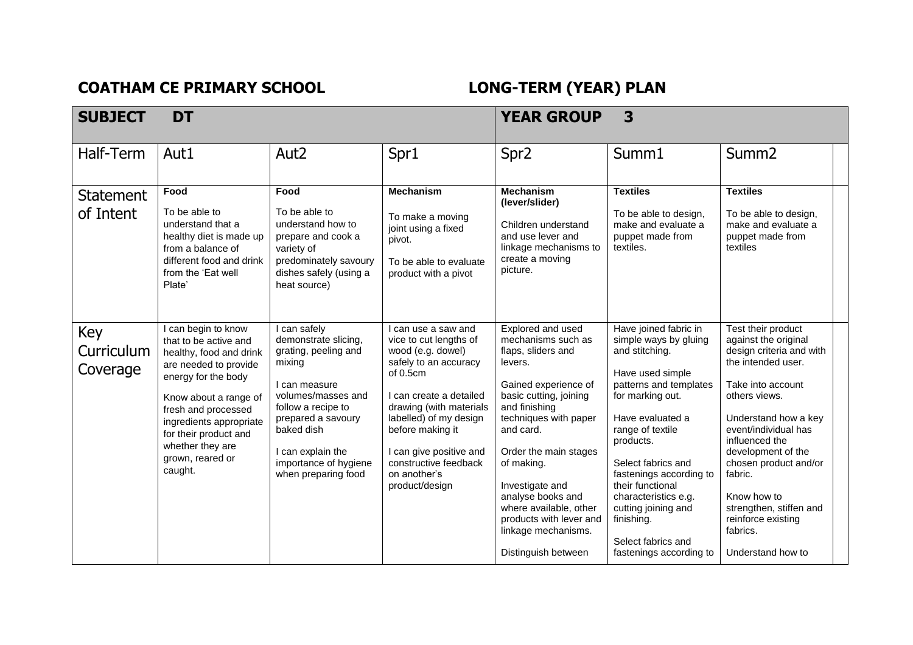**COATHAM CE PRIMARY SCHOOL** **LONG-TERM (YEAR) PLAN**

| **SUBJECT DT** | | | | **YEAR GROUP 3** | | | |
|---|---|---|---|---|---|---|---|
| Half-Term | Aut1 | Aut2 | Spr1 | Spr2 | Summ1 | Summ2 | |
| Statement of Intent | **Food**<br>To be able to understand that a healthy diet is made up from a balance of different food and drink from the 'Eat well Plate' | **Food**<br>To be able to understand how to prepare and cook a variety of predominately savoury dishes safely (using a heat source) | **Mechanism**<br>To make a moving joint using a fixed pivot.<br>To be able to evaluate product with a pivot | **Mechanism (lever/slider)**<br>Children understand and use lever and linkage mechanisms to create a moving picture. | **Textiles**<br>To be able to design, make and evaluate a puppet made from textiles. | **Textiles**<br>To be able to design, make and evaluate a puppet made from textiles | |
| Key Curriculum Coverage | I can begin to know that to be active and healthy, food and drink are needed to provide energy for the body<br>Know about a range of fresh and processed ingredients appropriate for their product and whether they are grown, reared or caught. | I can safely demonstrate slicing, grating, peeling and mixing<br>I can measure volumes/masses and follow a recipe to prepared a savoury baked dish<br>I can explain the importance of hygiene when preparing food | I can use a saw and vice to cut lengths of wood (e.g. dowel) safely to an accuracy of 0.5cm<br>I can create a detailed drawing (with materials labelled) of my design before making it<br>I can give positive and constructive feedback on another's product/design | Explored and used mechanisms such as flaps, sliders and levers.<br>Gained experience of basic cutting, joining and finishing techniques with paper and card.<br>Order the main stages of making.<br>Investigate and analyse books and where available, other products with lever and linkage mechanisms.<br>Distinguish between | Have joined fabric in simple ways by gluing and stitching.<br>Have used simple patterns and templates for marking out.<br>Have evaluated a range of textile products.<br>Select fabrics and fastenings according to their functional characteristics e.g. cutting joining and finishing.<br>Select fabrics and fastenings according to | Test their product against the original design criteria and with the intended user.<br>Take into account others views.<br>Understand how a key event/individual has influenced the development of the chosen product and/or fabric.<br>Know how to strengthen, stiffen and reinforce existing fabrics.<br>Understand how to | |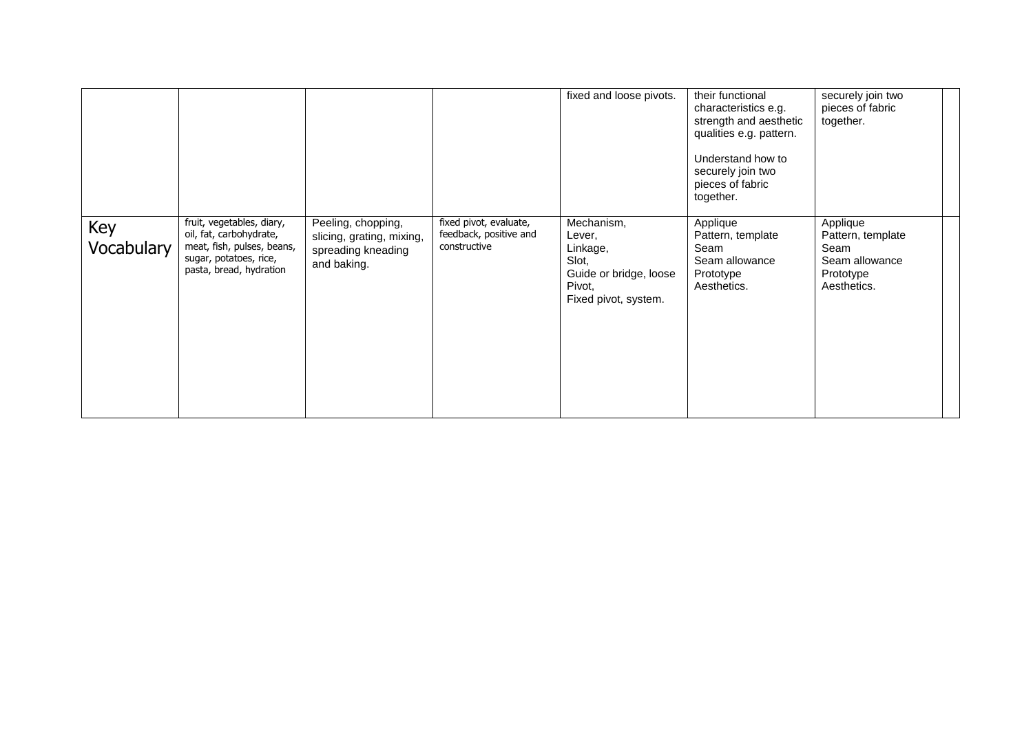| | | | | | | | |
|---|---|---|---|---|---|---|---|
| | | | | fixed and loose pivots. | their functional characteristics e.g. strength and aesthetic qualities e.g. pattern.<br><br>Understand how to securely join two pieces of fabric together. | securely join two pieces of fabric together. | |
| Key Vocabulary | fruit, vegetables, diary, oil, fat, carbohydrate, meat, fish, pulses, beans, sugar, potatoes, rice, pasta, bread, hydration | Peeling, chopping, slicing, grating, mixing, spreading kneading and baking. | fixed pivot, evaluate, feedback, positive and constructive | Mechanism,<br>Lever,<br>Linkage,<br>Slot,<br>Guide or bridge, loose Pivot,<br>Fixed pivot, system. | Applique<br>Pattern, template<br>Seam<br>Seam allowance<br>Prototype<br>Aesthetics. | Applique<br>Pattern, template<br>Seam<br>Seam allowance<br>Prototype<br>Aesthetics. | |